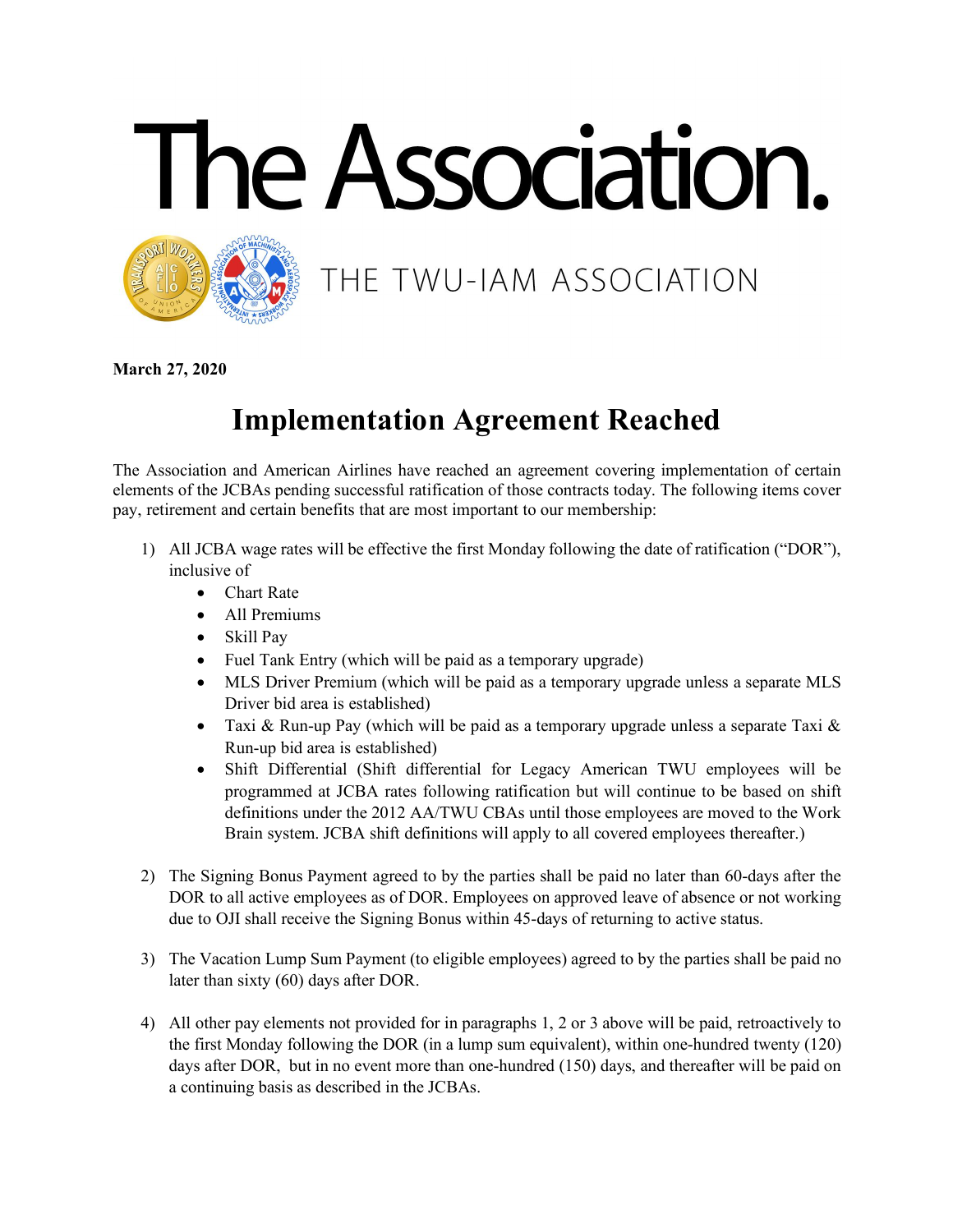# The Association.

THE TWU-IAM ASSOCIATION

**March 27, 2020**

## Implementation Agreement Reached

The Association and American Airlines have reached an agreement covering implementation of certain elements of the JCBAs pending successful ratification of those contracts today. The following items cover pay, retirement and certain benefits that are most important to our membership:

1) All JCBA wage rates will be effective the first Monday following the date of ratification ("DOR"), inclusive of
   - Chart Rate
   - All Premiums
   - Skill Pay
   - Fuel Tank Entry (which will be paid as a temporary upgrade)
   - MLS Driver Premium (which will be paid as a temporary upgrade unless a separate MLS Driver bid area is established)
   - Taxi & Run-up Pay (which will be paid as a temporary upgrade unless a separate Taxi & Run-up bid area is established)
   - Shift Differential (Shift differential for Legacy American TWU employees will be programmed at JCBA rates following ratification but will continue to be based on shift definitions under the 2012 AA/TWU CBAs until those employees are moved to the Work Brain system. JCBA shift definitions will apply to all covered employees thereafter.)

2) The Signing Bonus Payment agreed to by the parties shall be paid no later than 60-days after the DOR to all active employees as of DOR. Employees on approved leave of absence or not working due to OJI shall receive the Signing Bonus within 45-days of returning to active status.

3) The Vacation Lump Sum Payment (to eligible employees) agreed to by the parties shall be paid no later than sixty (60) days after DOR.

4) All other pay elements not provided for in paragraphs 1, 2 or 3 above will be paid, retroactively to the first Monday following the DOR (in a lump sum equivalent), within one-hundred twenty (120) days after DOR, but in no event more than one-hundred (150) days, and thereafter will be paid on a continuing basis as described in the JCBAs.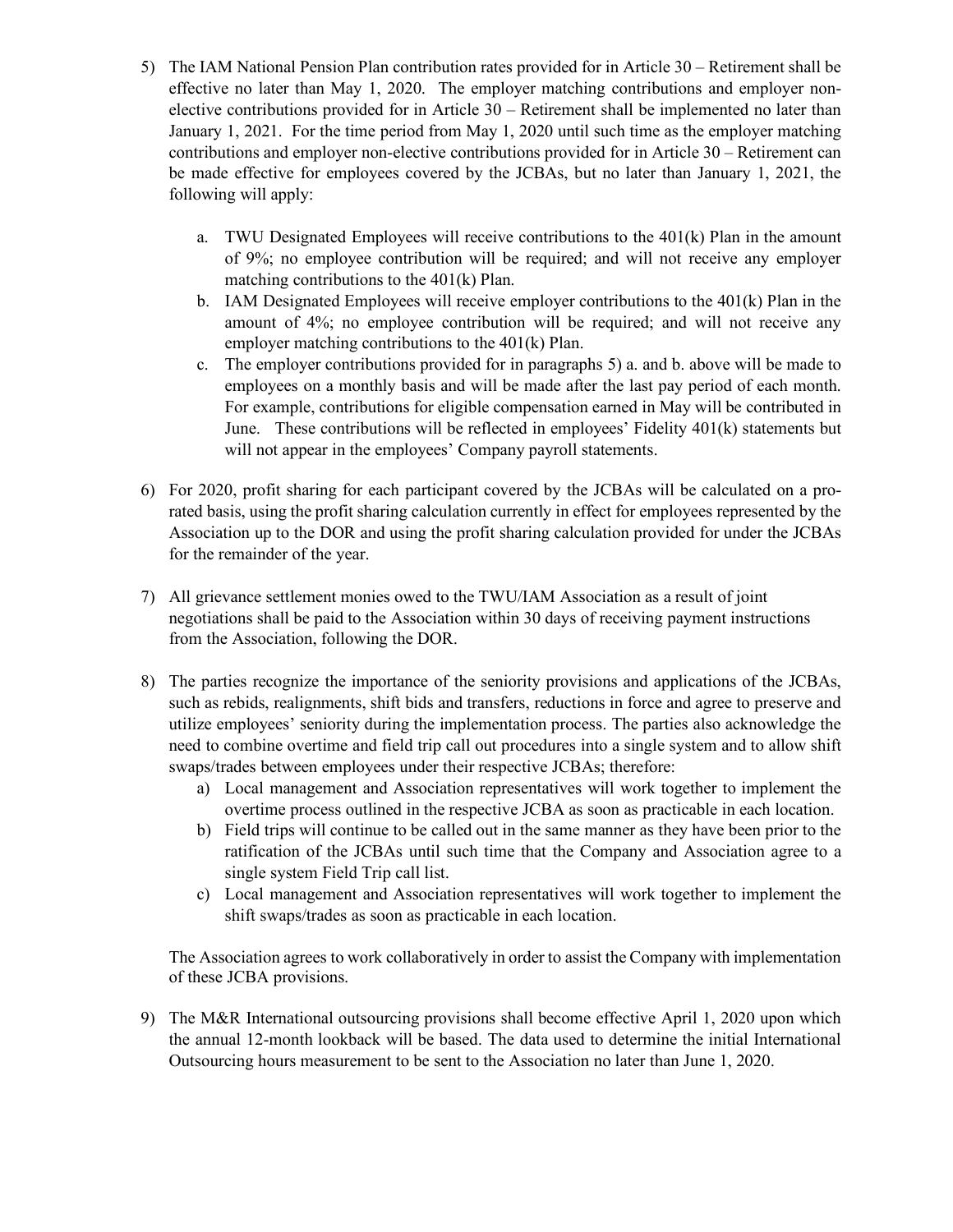5) The IAM National Pension Plan contribution rates provided for in Article 30 – Retirement shall be effective no later than May 1, 2020. The employer matching contributions and employer non-elective contributions provided for in Article 30 – Retirement shall be implemented no later than January 1, 2021. For the time period from May 1, 2020 until such time as the employer matching contributions and employer non-elective contributions provided for in Article 30 – Retirement can be made effective for employees covered by the JCBAs, but no later than January 1, 2021, the following will apply:

   a. TWU Designated Employees will receive contributions to the 401(k) Plan in the amount of 9%; no employee contribution will be required; and will not receive any employer matching contributions to the 401(k) Plan.
   b. IAM Designated Employees will receive employer contributions to the 401(k) Plan in the amount of 4%; no employee contribution will be required; and will not receive any employer matching contributions to the 401(k) Plan.
   c. The employer contributions provided for in paragraphs 5) a. and b. above will be made to employees on a monthly basis and will be made after the last pay period of each month. For example, contributions for eligible compensation earned in May will be contributed in June. These contributions will be reflected in employees' Fidelity 401(k) statements but will not appear in the employees' Company payroll statements.

6) For 2020, profit sharing for each participant covered by the JCBAs will be calculated on a pro-rated basis, using the profit sharing calculation currently in effect for employees represented by the Association up to the DOR and using the profit sharing calculation provided for under the JCBAs for the remainder of the year.

7) All grievance settlement monies owed to the TWU/IAM Association as a result of joint negotiations shall be paid to the Association within 30 days of receiving payment instructions from the Association, following the DOR.

8) The parties recognize the importance of the seniority provisions and applications of the JCBAs, such as rebids, realignments, shift bids and transfers, reductions in force and agree to preserve and utilize employees' seniority during the implementation process. The parties also acknowledge the need to combine overtime and field trip call out procedures into a single system and to allow shift swaps/trades between employees under their respective JCBAs; therefore:
   a) Local management and Association representatives will work together to implement the overtime process outlined in the respective JCBA as soon as practicable in each location.
   b) Field trips will continue to be called out in the same manner as they have been prior to the ratification of the JCBAs until such time that the Company and Association agree to a single system Field Trip call list.
   c) Local management and Association representatives will work together to implement the shift swaps/trades as soon as practicable in each location.

   The Association agrees to work collaboratively in order to assist the Company with implementation of these JCBA provisions.

9) The M&R International outsourcing provisions shall become effective April 1, 2020 upon which the annual 12-month lookback will be based. The data used to determine the initial International Outsourcing hours measurement to be sent to the Association no later than June 1, 2020.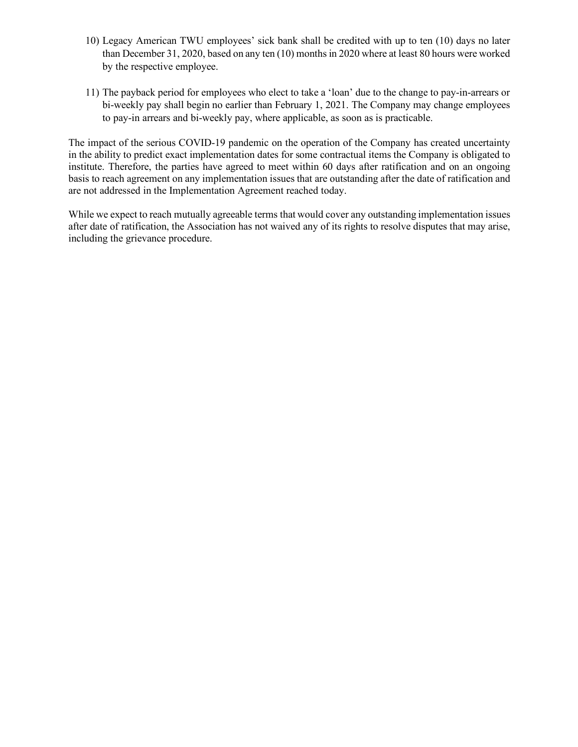10) Legacy American TWU employees' sick bank shall be credited with up to ten (10) days no later than December 31, 2020, based on any ten (10) months in 2020 where at least 80 hours were worked by the respective employee.

11) The payback period for employees who elect to take a 'loan' due to the change to pay-in-arrears or bi-weekly pay shall begin no earlier than February 1, 2021. The Company may change employees to pay-in arrears and bi-weekly pay, where applicable, as soon as is practicable.

The impact of the serious COVID-19 pandemic on the operation of the Company has created uncertainty in the ability to predict exact implementation dates for some contractual items the Company is obligated to institute. Therefore, the parties have agreed to meet within 60 days after ratification and on an ongoing basis to reach agreement on any implementation issues that are outstanding after the date of ratification and are not addressed in the Implementation Agreement reached today.

While we expect to reach mutually agreeable terms that would cover any outstanding implementation issues after date of ratification, the Association has not waived any of its rights to resolve disputes that may arise, including the grievance procedure.